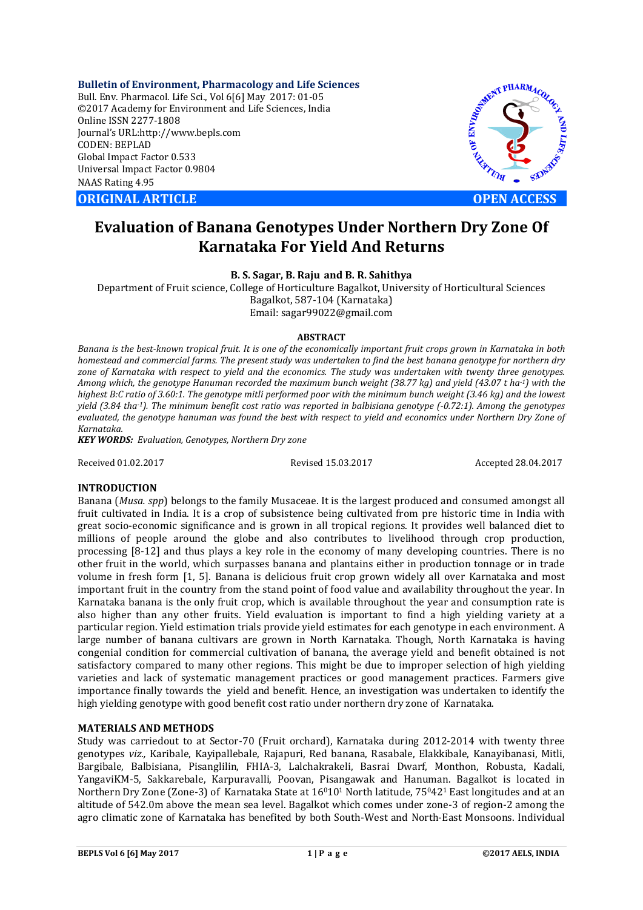Bulletin of Environment, Pharmacology and Life Sciences
Bull. Env. Pharmacol. Life Sci., Vol 6[6] May 2017: 01-05
©2017 Academy for Environment and Life Sciences, India
Online ISSN 2277-1808
Journal's URL:http://www.bepls.com
CODEN: BEPLAD
Global Impact Factor 0.533
Universal Impact Factor 0.9804
NAAS Rating 4.95

**ORIGINAL ARTICLE** **OPEN ACCESS**

# Evaluation of Banana Genotypes Under Northern Dry Zone Of Karnataka For Yield And Returns

**B. S. Sagar, B. Raju and B. R. Sahithya**

Department of Fruit science, College of Horticulture Bagalkot, University of Horticultural Sciences Bagalkot, 587-104 (Karnataka)
Email: sagar99022@gmail.com

**ABSTRACT**

*Banana is the best-known tropical fruit. It is one of the economically important fruit crops grown in Karnataka in both homestead and commercial farms. The present study was undertaken to find the best banana genotype for northern dry zone of Karnataka with respect to yield and the economics. The study was undertaken with twenty three genotypes. Among which, the genotype Hanuman recorded the maximum bunch weight (38.77 kg) and yield (43.07 t ha$^{-1}$) with the highest B:C ratio of 3.60:1. The genotype mitli performed poor with the minimum bunch weight (3.46 kg) and the lowest yield (3.84 tha$^{-1}$). The minimum benefit cost ratio was reported in balbisiana genotype (-0.72:1). Among the genotypes evaluated, the genotype hanuman was found the best with respect to yield and economics under Northern Dry Zone of Karnataka.*

***KEY WORDS:*** *Evaluation, Genotypes, Northern Dry zone*

Received 01.02.2017 Revised 15.03.2017 Accepted 28.04.2017

## INTRODUCTION

Banana (*Musa. spp*) belongs to the family Musaceae. It is the largest produced and consumed amongst all fruit cultivated in India. It is a crop of subsistence being cultivated from pre historic time in India with great socio-economic significance and is grown in all tropical regions. It provides well balanced diet to millions of people around the globe and also contributes to livelihood through crop production, processing [8-12] and thus plays a key role in the economy of many developing countries. There is no other fruit in the world, which surpasses banana and plantains either in production tonnage or in trade volume in fresh form [1, 5]. Banana is delicious fruit crop grown widely all over Karnataka and most important fruit in the country from the stand point of food value and availability throughout the year. In Karnataka banana is the only fruit crop, which is available throughout the year and consumption rate is also higher than any other fruits. Yield evaluation is important to find a high yielding variety at a particular region. Yield estimation trials provide yield estimates for each genotype in each environment. A large number of banana cultivars are grown in North Karnataka. Though, North Karnataka is having congenial condition for commercial cultivation of banana, the average yield and benefit obtained is not satisfactory compared to many other regions. This might be due to improper selection of high yielding varieties and lack of systematic management practices or good management practices. Farmers give importance finally towards the yield and benefit. Hence, an investigation was undertaken to identify the high yielding genotype with good benefit cost ratio under northern dry zone of Karnataka.

## MATERIALS AND METHODS

Study was carriedout to at Sector-70 (Fruit orchard), Karnataka during 2012-2014 with twenty three genotypes *viz.,* Karibale, Kayipallebale, Rajapuri, Red banana, Rasabale, Elakkibale, Kanayibanasi, Mitli, Bargibale, Balbisiana, Pisanglilin, FHIA-3, Lalchakrakeli, Basrai Dwarf, Monthon, Robusta, Kadali, YangaviKM-5, Sakkarebale, Karpuravalli, Poovan, Pisangawak and Hanuman. Bagalkot is located in Northern Dry Zone (Zone-3) of Karnataka State at 16$^{0}$10$^{1}$ North latitude, 75$^{0}$42$^{1}$ East longitudes and at an altitude of 542.0m above the mean sea level. Bagalkot which comes under zone-3 of region-2 among the agro climatic zone of Karnataka has benefited by both South-West and North-East Monsoons. Individual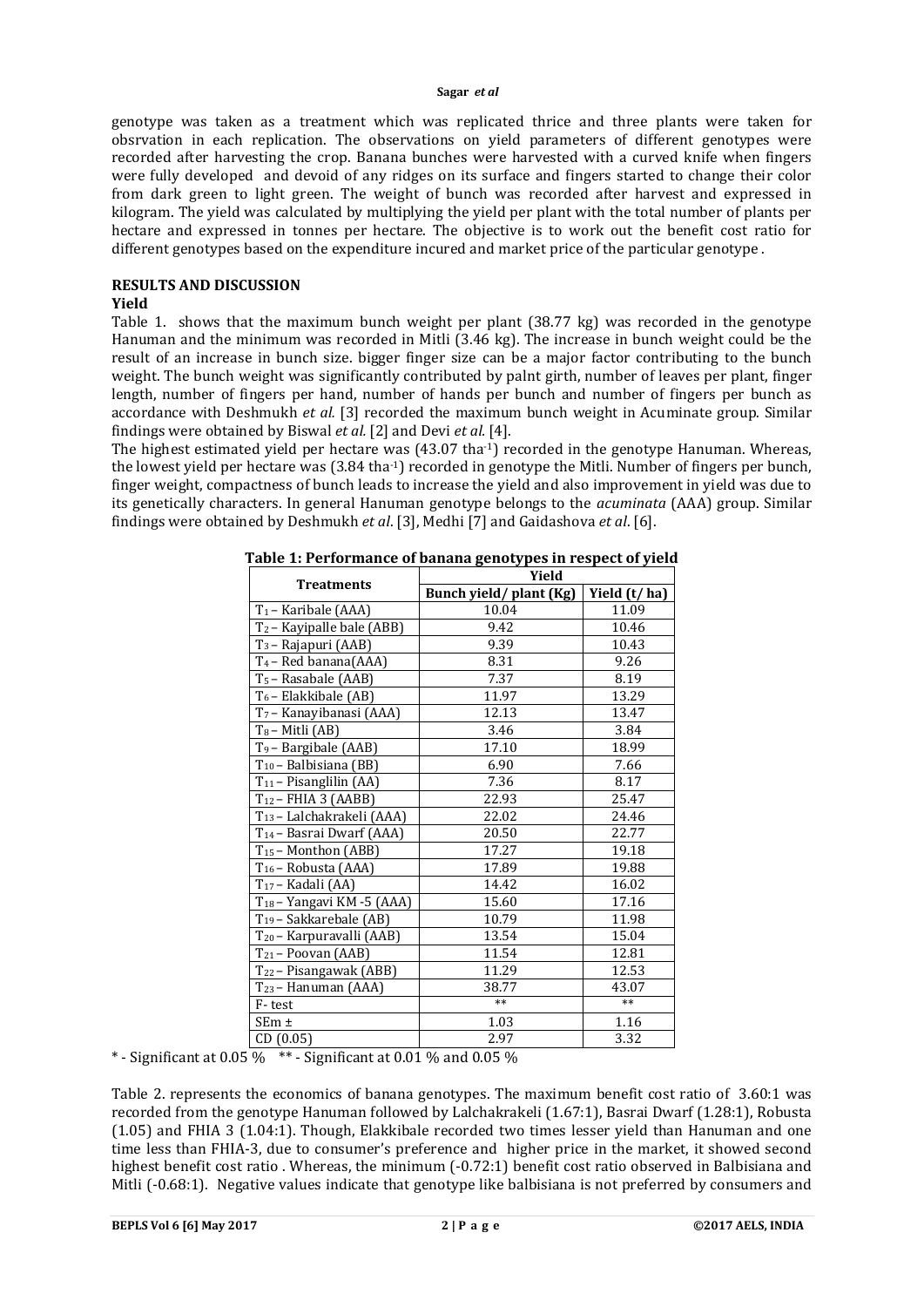genotype was taken as a treatment which was replicated thrice and three plants were taken for obsrvation in each replication. The observations on yield parameters of different genotypes were recorded after harvesting the crop. Banana bunches were harvested with a curved knife when fingers were fully developed and devoid of any ridges on its surface and fingers started to change their color from dark green to light green. The weight of bunch was recorded after harvest and expressed in kilogram. The yield was calculated by multiplying the yield per plant with the total number of plants per hectare and expressed in tonnes per hectare. The objective is to work out the benefit cost ratio for different genotypes based on the expenditure incured and market price of the particular genotype .

## RESULTS AND DISCUSSION

### Yield

Table 1. shows that the maximum bunch weight per plant (38.77 kg) was recorded in the genotype Hanuman and the minimum was recorded in Mitli (3.46 kg). The increase in bunch weight could be the result of an increase in bunch size. bigger finger size can be a major factor contributing to the bunch weight. The bunch weight was significantly contributed by palnt girth, number of leaves per plant, finger length, number of fingers per hand, number of hands per bunch and number of fingers per bunch as accordance with Deshmukh *et al.* [3] recorded the maximum bunch weight in Acuminate group. Similar findings were obtained by Biswal *et al.* [2] and Devi *et al.* [4].

The highest estimated yield per hectare was (43.07 $tha^{-1}$) recorded in the genotype Hanuman. Whereas, the lowest yield per hectare was (3.84 $tha^{-1}$) recorded in genotype the Mitli. Number of fingers per bunch, finger weight, compactness of bunch leads to increase the yield and also improvement in yield was due to its genetically characters. In general Hanuman genotype belongs to the *acuminata* (AAA) group. Similar findings were obtained by Deshmukh *et al*. [3], Medhi [7] and Gaidashova *et al*. [6].

**Table 1: Performance of banana genotypes in respect of yield**

| Treatments | Yield | |
|---|---|---|
| | Bunch yield/ plant (Kg) | Yield (t/ ha) |
| $T_1$ – Karibale (AAA) | 10.04 | 11.09 |
| $T_2$ – Kayipalle bale (ABB) | 9.42 | 10.46 |
| $T_3$ – Rajapuri (AAB) | 9.39 | 10.43 |
| $T_4$ – Red banana(AAA) | 8.31 | 9.26 |
| $T_5$ – Rasabale (AAB) | 7.37 | 8.19 |
| $T_6$ – Elakkibale (AB) | 11.97 | 13.29 |
| $T_7$ – Kanayibanasi (AAA) | 12.13 | 13.47 |
| $T_8$ – Mitli (AB) | 3.46 | 3.84 |
| $T_9$ – Bargibale (AAB) | 17.10 | 18.99 |
| $T_{10}$ – Balbisiana (BB) | 6.90 | 7.66 |
| $T_{11}$ – Pisanglilin (AA) | 7.36 | 8.17 |
| $T_{12}$ – FHIA 3 (AABB) | 22.93 | 25.47 |
| $T_{13}$ – Lalchakrakeli (AAA) | 22.02 | 24.46 |
| $T_{14}$ – Basrai Dwarf (AAA) | 20.50 | 22.77 |
| $T_{15}$ – Monthon (ABB) | 17.27 | 19.18 |
| $T_{16}$ – Robusta (AAA) | 17.89 | 19.88 |
| $T_{17}$ – Kadali (AA) | 14.42 | 16.02 |
| $T_{18}$ – Yangavi KM -5 (AAA) | 15.60 | 17.16 |
| $T_{19}$ – Sakkarebale (AB) | 10.79 | 11.98 |
| $T_{20}$ – Karpuravalli (AAB) | 13.54 | 15.04 |
| $T_{21}$ – Poovan (AAB) | 11.54 | 12.81 |
| $T_{22}$ – Pisangawak (ABB) | 11.29 | 12.53 |
| $T_{23}$ – Hanuman (AAA) | 38.77 | 43.07 |
| F- test | ** | ** |
| SEm ± | 1.03 | 1.16 |
| CD (0.05) | 2.97 | 3.32 |

* - Significant at 0.05 %   ** - Significant at 0.01 % and 0.05 %

Table 2. represents the economics of banana genotypes. The maximum benefit cost ratio of 3.60:1 was recorded from the genotype Hanuman followed by Lalchakrakeli (1.67:1), Basrai Dwarf (1.28:1), Robusta (1.05) and FHIA 3 (1.04:1). Though, Elakkibale recorded two times lesser yield than Hanuman and one time less than FHIA-3, due to consumer's preference and higher price in the market, it showed second highest benefit cost ratio . Whereas, the minimum (-0.72:1) benefit cost ratio observed in Balbisiana and Mitli (-0.68:1). Negative values indicate that genotype like balbisiana is not preferred by consumers and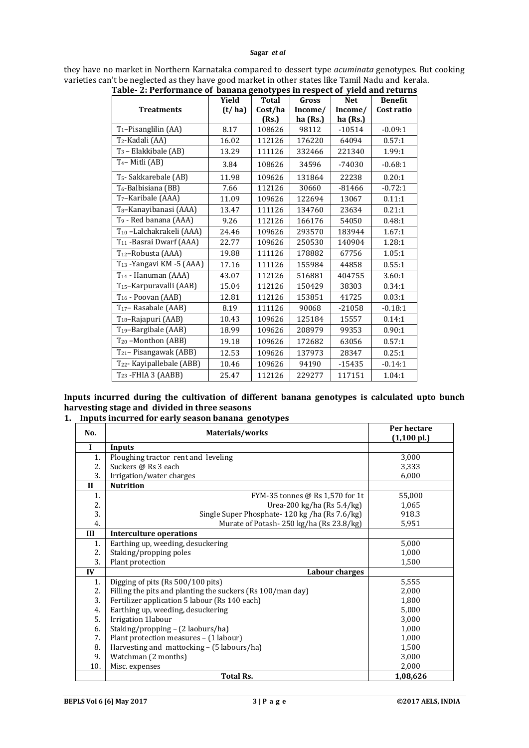they have no market in Northern Karnataka compared to dessert type *acuminata* genotypes. But cooking varieties can't be neglected as they have good market in other states like Tamil Nadu and kerala.

**Table- 2: Performance of banana genotypes in respect of yield and returns**

| Treatments | Yield (t/ ha) | Total Cost/ha (Rs.) | Gross Income/ ha (Rs.) | Net Income/ ha (Rs.) | Benefit Cost ratio |
|---|---|---|---|---|---|
| $T_1$–Pisanglilin (AA) | 8.17 | 108626 | 98112 | -10514 | -0.09:1 |
| $T_2$-Kadali (AA) | 16.02 | 112126 | 176220 | 64094 | 0.57:1 |
| $T_3$ – Elakkibale (AB) | 13.29 | 111126 | 332466 | 221340 | 1.99:1 |
| $T_4$– Mitli (AB) | 3.84 | 108626 | 34596 | -74030 | -0.68:1 |
| $T_5$- Sakkarebale (AB) | 11.98 | 109626 | 131864 | 22238 | 0.20:1 |
| $T_6$-Balbisiana (BB) | 7.66 | 112126 | 30660 | -81466 | -0.72:1 |
| $T_7$–Karibale (AAA) | 11.09 | 109626 | 122694 | 13067 | 0.11:1 |
| $T_8$–Kanayibanasi (AAA) | 13.47 | 111126 | 134760 | 23634 | 0.21:1 |
| $T_9$ - Red banana (AAA) | 9.26 | 112126 | 166176 | 54050 | 0.48:1 |
| $T_{10}$ –Lalchakrakeli (AAA) | 24.46 | 109626 | 293570 | 183944 | 1.67:1 |
| $T_{11}$ -Basrai Dwarf (AAA) | 22.77 | 109626 | 250530 | 140904 | 1.28:1 |
| $T_{12}$–Robusta (AAA) | 19.88 | 111126 | 178882 | 67756 | 1.05:1 |
| $T_{13}$ -Yangavi KM -5 (AAA) | 17.16 | 111126 | 155984 | 44858 | 0.55:1 |
| $T_{14}$ - Hanuman (AAA) | 43.07 | 112126 | 516881 | 404755 | 3.60:1 |
| $T_{15}$–Karpuravalli (AAB) | 15.04 | 112126 | 150429 | 38303 | 0.34:1 |
| $T_{16}$ - Poovan (AAB) | 12.81 | 112126 | 153851 | 41725 | 0.03:1 |
| $T_{17}$– Rasabale (AAB) | 8.19 | 111126 | 90068 | -21058 | -0.18:1 |
| $T_{18}$–Rajapuri (AAB) | 10.43 | 109626 | 125184 | 15557 | 0.14:1 |
| $T_{19}$–Bargibale (AAB) | 18.99 | 109626 | 208979 | 99353 | 0.90:1 |
| $T_{20}$ –Monthon (ABB) | 19.18 | 109626 | 172682 | 63056 | 0.57:1 |
| $T_{21}$– Pisangawak (ABB) | 12.53 | 109626 | 137973 | 28347 | 0.25:1 |
| $T_{22}$- Kayipallebale (ABB) | 10.46 | 109626 | 94190 | -15435 | -0.14:1 |
| $T_{23}$ -FHIA 3 (AABB) | 25.47 | 112126 | 229277 | 117151 | 1.04:1 |

**Inputs incurred during the cultivation of different banana genotypes is calculated upto bunch harvesting stage and divided in three seasons**

**1. Inputs incurred for early season banana genotypes**

| No. | Materials/works | Per hectare (1,100 pl.) |
|---|---|---|
| **I** | **Inputs** | |
| 1. | Ploughing tractor rent and leveling | 3,000 |
| 2. | Suckers @ Rs 3 each | 3,333 |
| 3. | Irrigation/water charges | 6,000 |
| **II** | **Nutrition** | |
| 1. | FYM-35 tonnes @ Rs 1,570 for 1t | 55,000 |
| 2. | Urea-200 kg/ha (Rs 5.4/kg) | 1,065 |
| 3. | Single Super Phosphate- 120 kg /ha (Rs 7.6/kg) | 918.3 |
| 4. | Murate of Potash- 250 kg/ha (Rs 23.8/kg) | 5,951 |
| **III** | **Interculture operations** | |
| 1. | Earthing up, weeding, desuckering | 5,000 |
| 2. | Staking/propping poles | 1,000 |
| 3. | Plant protection | 1,500 |
| **IV** | **Labour charges** | |
| 1. | Digging of pits (Rs 500/100 pits) | 5,555 |
| 2. | Filling the pits and planting the suckers (Rs 100/man day) | 2,000 |
| 3. | Fertilizer application 5 labour (Rs 140 each) | 1,800 |
| 4. | Earthing up, weeding, desuckering | 5,000 |
| 5. | Irrigation 1labour | 3,000 |
| 6. | Staking/propping – (2 laoburs/ha) | 1,000 |
| 7. | Plant protection measures – (1 labour) | 1,000 |
| 8. | Harvesting and mattocking – (5 labours/ha) | 1,500 |
| 9. | Watchman (2 months) | 3,000 |
| 10. | Misc. expenses | 2,000 |
| | **Total Rs.** | **1,08,626** |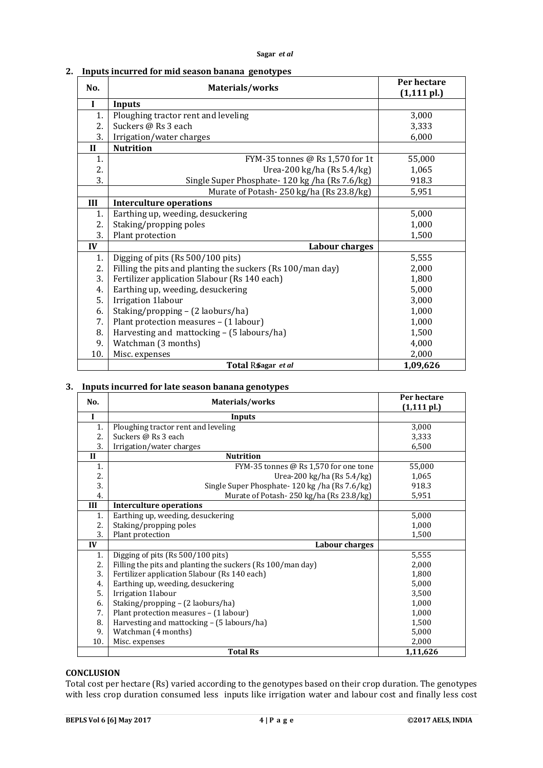## 2. Inputs incurred for mid season banana genotypes

| No. | Materials/works | Per hectare (1,111 pl.) |
|---|---|---|
| **I** | **Inputs** | |
| 1. | Ploughing tractor rent and leveling | 3,000 |
| 2. | Suckers @ Rs 3 each | 3,333 |
| 3. | Irrigation/water charges | 6,000 |
| **II** | **Nutrition** | |
| 1. | FYM-35 tonnes @ Rs 1,570 for 1t | 55,000 |
| 2. | Urea-200 kg/ha (Rs 5.4/kg) | 1,065 |
| 3. | Single Super Phosphate- 120 kg /ha (Rs 7.6/kg) | 918.3 |
| | Murate of Potash- 250 kg/ha (Rs 23.8/kg) | 5,951 |
| **III** | **Interculture operations** | |
| 1. | Earthing up, weeding, desuckering | 5,000 |
| 2. | Staking/propping poles | 1,000 |
| 3. | Plant protection | 1,500 |
| **IV** | **Labour charges** | |
| 1. | Digging of pits (Rs 500/100 pits) | 5,555 |
| 2. | Filling the pits and planting the suckers (Rs 100/man day) | 2,000 |
| 3. | Fertilizer application 5labour (Rs 140 each) | 1,800 |
| 4. | Earthing up, weeding, desuckering | 5,000 |
| 5. | Irrigation 1labour | 3,000 |
| 6. | Staking/propping – (2 laoburs/ha) | 1,000 |
| 7. | Plant protection measures – (1 labour) | 1,000 |
| 8. | Harvesting and mattocking – (5 labours/ha) | 1,500 |
| 9. | Watchman (3 months) | 4,000 |
| 10. | Misc. expenses | 2,000 |
| | **Total Rs** | **1,09,626** |

## 3. Inputs incurred for late season banana genotypes

| No. | Materials/works | Per hectare (1,111 pl.) |
|---|---|---|
| **I** | **Inputs** | |
| 1. | Ploughing tractor rent and leveling | 3,000 |
| 2. | Suckers @ Rs 3 each | 3,333 |
| 3. | Irrigation/water charges | 6,500 |
| **II** | **Nutrition** | |
| 1. | FYM-35 tonnes @ Rs 1,570 for one tone | 55,000 |
| 2. | Urea-200 kg/ha (Rs 5.4/kg) | 1,065 |
| 3. | Single Super Phosphate- 120 kg /ha (Rs 7.6/kg) | 918.3 |
| 4. | Murate of Potash- 250 kg/ha (Rs 23.8/kg) | 5,951 |
| **III** | **Interculture operations** | |
| 1. | Earthing up, weeding, desuckering | 5,000 |
| 2. | Staking/propping poles | 1,000 |
| 3. | Plant protection | 1,500 |
| **IV** | **Labour charges** | |
| 1. | Digging of pits (Rs 500/100 pits) | 5,555 |
| 2. | Filling the pits and planting the suckers (Rs 100/man day) | 2,000 |
| 3. | Fertilizer application 5labour (Rs 140 each) | 1,800 |
| 4. | Earthing up, weeding, desuckering | 5,000 |
| 5. | Irrigation 1labour | 3,500 |
| 6. | Staking/propping – (2 laoburs/ha) | 1,000 |
| 7. | Plant protection measures – (1 labour) | 1,000 |
| 8. | Harvesting and mattocking – (5 labours/ha) | 1,500 |
| 9. | Watchman (4 months) | 5,000 |
| 10. | Misc. expenses | 2,000 |
| | **Total Rs** | **1,11,626** |

## CONCLUSION

Total cost per hectare (Rs) varied according to the genotypes based on their crop duration. The genotypes with less crop duration consumed less inputs like irrigation water and labour cost and finally less cost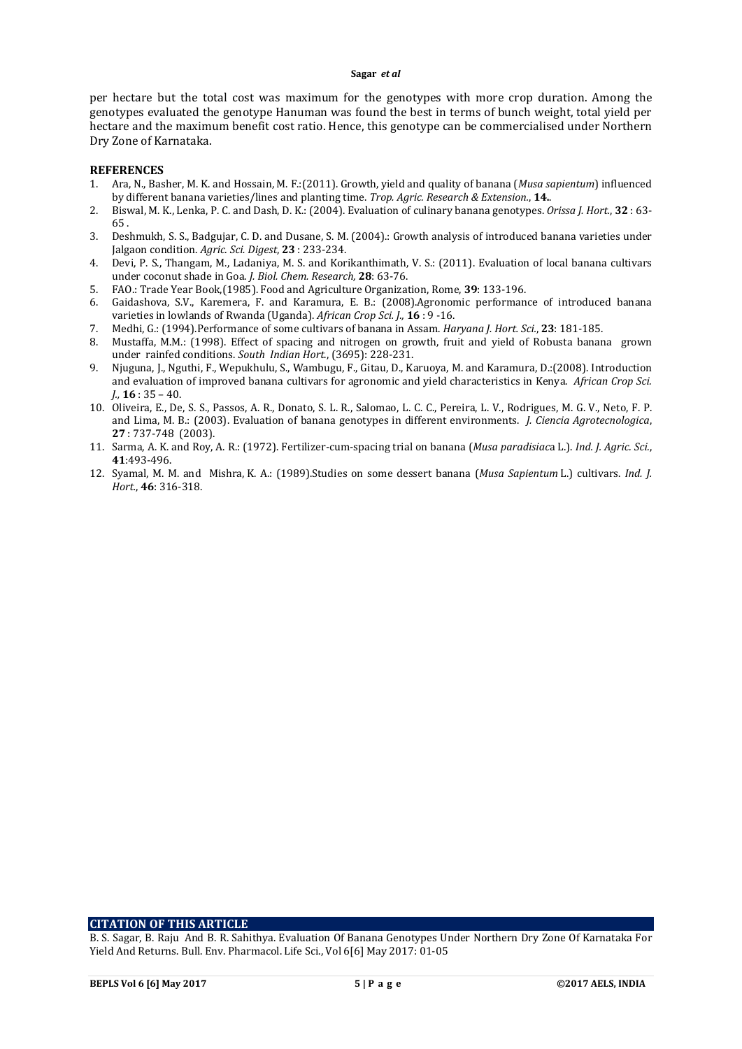per hectare but the total cost was maximum for the genotypes with more crop duration. Among the genotypes evaluated the genotype Hanuman was found the best in terms of bunch weight, total yield per hectare and the maximum benefit cost ratio. Hence, this genotype can be commercialised under Northern Dry Zone of Karnataka.

## REFERENCES

1. Ara, N., Basher, M. K. and Hossain, M. F.:(2011). Growth, yield and quality of banana (*Musa sapientum*) influenced by different banana varieties/lines and planting time. *Trop. Agric. Research & Extension.*, **14.**.
2. Biswal, M. K., Lenka, P. C. and Dash, D. K.: (2004). Evaluation of culinary banana genotypes. *Orissa J. Hort.*, **32** : 63-65 .
3. Deshmukh, S. S., Badgujar, C. D. and Dusane, S. M. (2004).: Growth analysis of introduced banana varieties under Jalgaon condition. *Agric. Sci. Digest*, **23** : 233-234.
4. Devi, P. S., Thangam, M., Ladaniya, M. S. and Korikanthimath, V. S.: (2011). Evaluation of local banana cultivars under coconut shade in Goa. *J. Biol. Chem. Research,* **28**: 63-76.
5. FAO.: Trade Year Book,(1985). Food and Agriculture Organization, Rome, **39**: 133-196.
6. Gaidashova, S.V., Karemera, F. and Karamura, E. B.: (2008).Agronomic performance of introduced banana varieties in lowlands of Rwanda (Uganda). *African Crop Sci. J.,* **16** : 9 -16.
7. Medhi, G.: (1994).Performance of some cultivars of banana in Assam. *Haryana J. Hort. Sci.*, **23**: 181-185.
8. Mustaffa, M.M.: (1998). Effect of spacing and nitrogen on growth, fruit and yield of Robusta banana grown under rainfed conditions. *South Indian Hort.*, (3695): 228-231.
9. Njuguna, J., Nguthi, F., Wepukhulu, S., Wambugu, F., Gitau, D., Karuoya, M. and Karamura, D.:(2008). Introduction and evaluation of improved banana cultivars for agronomic and yield characteristics in Kenya. *African Crop Sci. J.,* **16** : 35 – 40.
10. Oliveira, E., De, S. S., Passos, A. R., Donato, S. L. R., Salomao, L. C. C., Pereira, L. V., Rodrigues, M. G. V., Neto, F. P. and Lima, M. B.: (2003). Evaluation of banana genotypes in different environments. *J. Ciencia Agrotecnologica*, **27** : 737-748 (2003).
11. Sarma, A. K. and Roy, A. R.: (1972). Fertilizer-cum-spacing trial on banana (*Musa paradisiaca* L.). *Ind. J. Agric. Sci.*, **41**:493-496.
12. Syamal, M. M. and Mishra, K. A.: (1989).Studies on some dessert banana (*Musa Sapientum* L.) cultivars. *Ind. J. Hort.*, **46**: 316-318.

**CITATION OF THIS ARTICLE**

B. S. Sagar, B. Raju And B. R. Sahithya. Evaluation Of Banana Genotypes Under Northern Dry Zone Of Karnataka For Yield And Returns. Bull. Env. Pharmacol. Life Sci., Vol 6[6] May 2017: 01-05